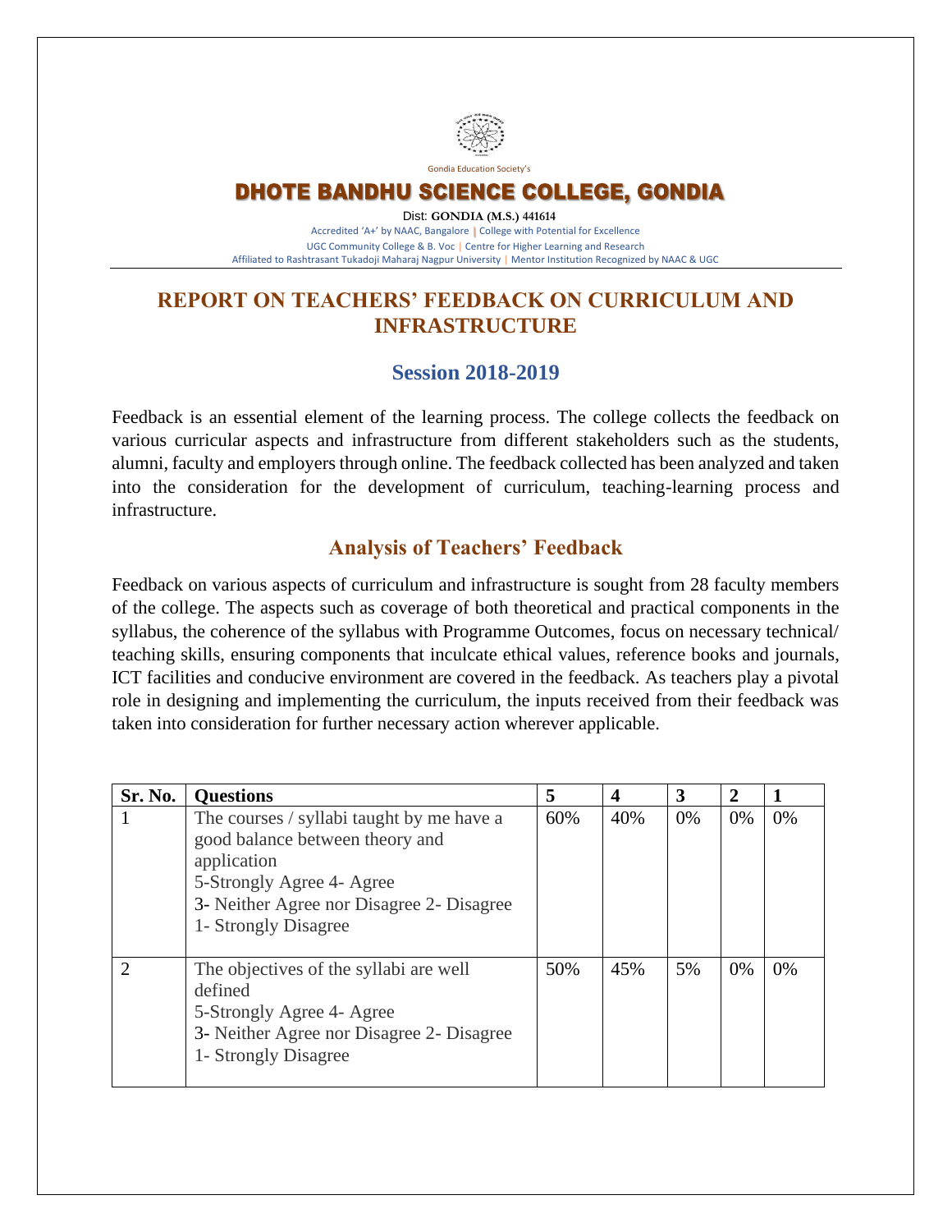Gondia Education Society's

# DHOTE BANDHU SCIENCE COLLEGE, GONDIA

Dist: **GONDIA (M.S.) 441614**

Accredited 'A+' by NAAC, Bangalore | College with Potential for Excellence

UGC Community College & B. Voc | Centre for Higher Learning and Research

Affiliated to Rashtrasant Tukadoji Maharaj Nagpur University | Mentor Institution Recognized by NAAC & UGC

## REPORT ON TEACHERS' FEEDBACK ON CURRICULUM AND INFRASTRUCTURE

### Session 2018-2019

Feedback is an essential element of the learning process. The college collects the feedback on various curricular aspects and infrastructure from different stakeholders such as the students, alumni, faculty and employers through online. The feedback collected has been analyzed and taken into the consideration for the development of curriculum, teaching-learning process and infrastructure.

### Analysis of Teachers' Feedback

Feedback on various aspects of curriculum and infrastructure is sought from 28 faculty members of the college. The aspects such as coverage of both theoretical and practical components in the syllabus, the coherence of the syllabus with Programme Outcomes, focus on necessary technical/ teaching skills, ensuring components that inculcate ethical values, reference books and journals, ICT facilities and conducive environment are covered in the feedback. As teachers play a pivotal role in designing and implementing the curriculum, the inputs received from their feedback was taken into consideration for further necessary action wherever applicable.

| Sr. No. | Questions | 5 | 4 | 3 | 2 | 1 |
|---|---|---|---|---|---|---|
| 1 | The courses / syllabi taught by me have a good balance between theory and application<br>5-Strongly Agree 4- Agree<br>3- Neither Agree nor Disagree 2- Disagree<br>1- Strongly Disagree | 60% | 40% | 0% | 0% | 0% |
| 2 | The objectives of the syllabi are well defined<br>5-Strongly Agree 4- Agree<br>3- Neither Agree nor Disagree 2- Disagree<br>1- Strongly Disagree | 50% | 45% | 5% | 0% | 0% |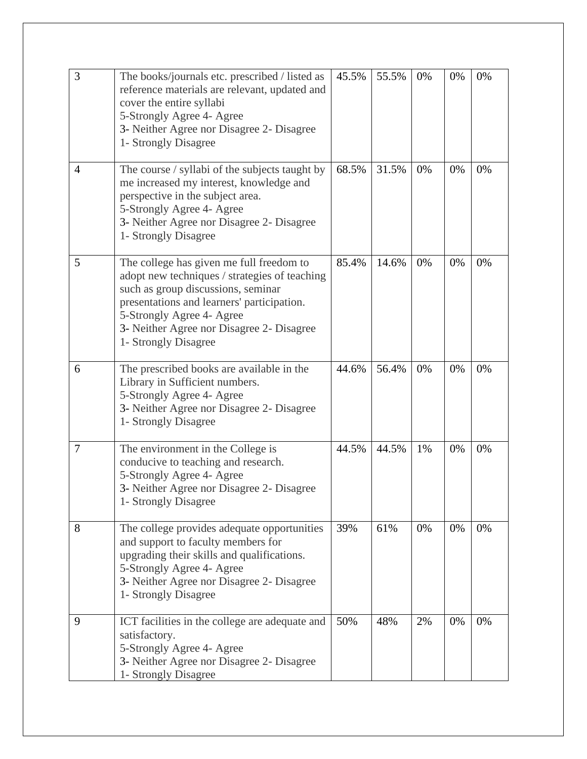| 3 | The books/journals etc. prescribed / listed as reference materials are relevant, updated and cover the entire syllabi<br>5-Strongly Agree 4- Agree<br>3- Neither Agree nor Disagree 2- Disagree<br>1- Strongly Disagree | 45.5% | 55.5% | 0% | 0% | 0% |
|---|---|---|---|---|---|---|
| 4 | The course / syllabi of the subjects taught by me increased my interest, knowledge and perspective in the subject area.<br>5-Strongly Agree 4- Agree<br>3- Neither Agree nor Disagree 2- Disagree<br>1- Strongly Disagree | 68.5% | 31.5% | 0% | 0% | 0% |
| 5 | The college has given me full freedom to adopt new techniques / strategies of teaching such as group discussions, seminar presentations and learners' participation.<br>5-Strongly Agree 4- Agree<br>3- Neither Agree nor Disagree 2- Disagree<br>1- Strongly Disagree | 85.4% | 14.6% | 0% | 0% | 0% |
| 6 | The prescribed books are available in the Library in Sufficient numbers.<br>5-Strongly Agree 4- Agree<br>3- Neither Agree nor Disagree 2- Disagree<br>1- Strongly Disagree | 44.6% | 56.4% | 0% | 0% | 0% |
| 7 | The environment in the College is conducive to teaching and research.<br>5-Strongly Agree 4- Agree<br>3- Neither Agree nor Disagree 2- Disagree<br>1- Strongly Disagree | 44.5% | 44.5% | 1% | 0% | 0% |
| 8 | The college provides adequate opportunities and support to faculty members for upgrading their skills and qualifications.<br>5-Strongly Agree 4- Agree<br>3- Neither Agree nor Disagree 2- Disagree<br>1- Strongly Disagree | 39% | 61% | 0% | 0% | 0% |
| 9 | ICT facilities in the college are adequate and satisfactory.<br>5-Strongly Agree 4- Agree<br>3- Neither Agree nor Disagree 2- Disagree<br>1- Strongly Disagree | 50% | 48% | 2% | 0% | 0% |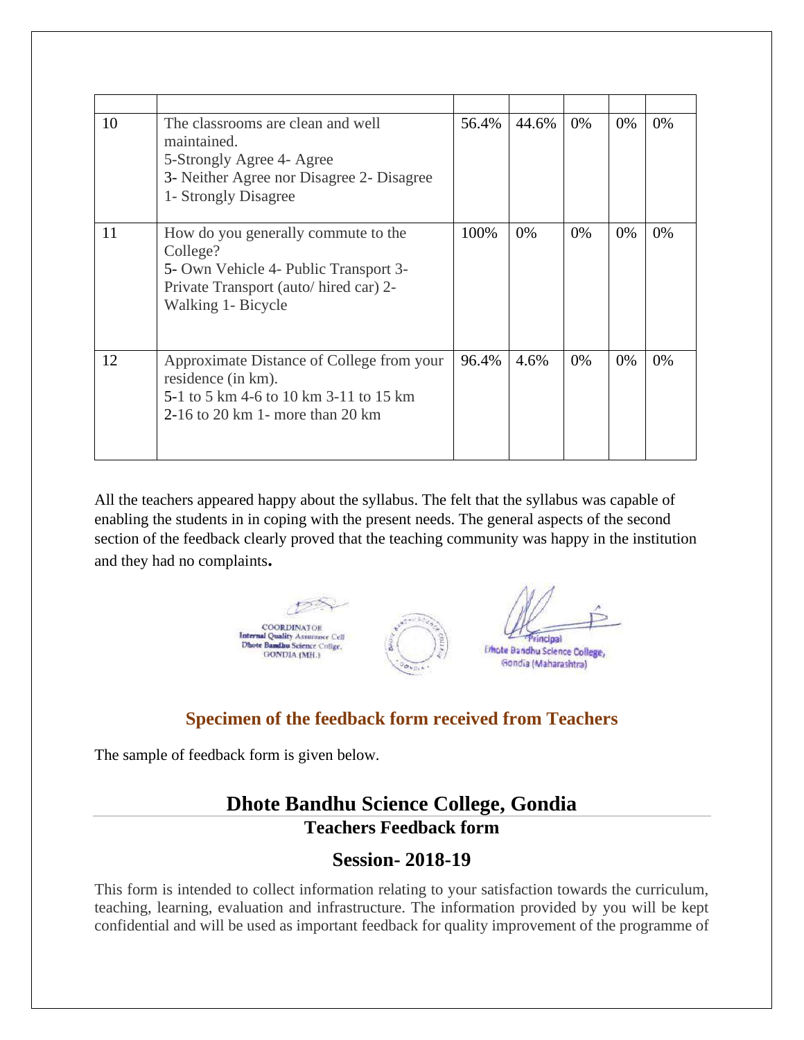| | | | | | | |
|---|---|---|---|---|---|---|
| 10 | The classrooms are clean and well maintained. 5-Strongly Agree 4- Agree 3- Neither Agree nor Disagree 2- Disagree 1- Strongly Disagree | 56.4% | 44.6% | 0% | 0% | 0% |
| 11 | How do you generally commute to the College? 5- Own Vehicle 4- Public Transport 3- Private Transport (auto/ hired car) 2- Walking 1- Bicycle | 100% | 0% | 0% | 0% | 0% |
| 12 | Approximate Distance of College from your residence (in km). 5-1 to 5 km 4-6 to 10 km 3-11 to 15 km 2-16 to 20 km 1- more than 20 km | 96.4% | 4.6% | 0% | 0% | 0% |

All the teachers appeared happy about the syllabus. The felt that the syllabus was capable of enabling the students in in coping with the present needs. The general aspects of the second section of the feedback clearly proved that the teaching community was happy in the institution and they had no complaints**.**

COORDINATOR
Internal Quality Assurance Cell
Dhote Bandhu Science College,
GONDIA (MH.)

Principal
Dhote Bandhu Science College,
Gondia (Maharashtra)

## Specimen of the feedback form received from Teachers

The sample of feedback form is given below.

# Dhote Bandhu Science College, Gondia

## Teachers Feedback form

## Session- 2018-19

This form is intended to collect information relating to your satisfaction towards the curriculum, teaching, learning, evaluation and infrastructure. The information provided by you will be kept confidential and will be used as important feedback for quality improvement of the programme of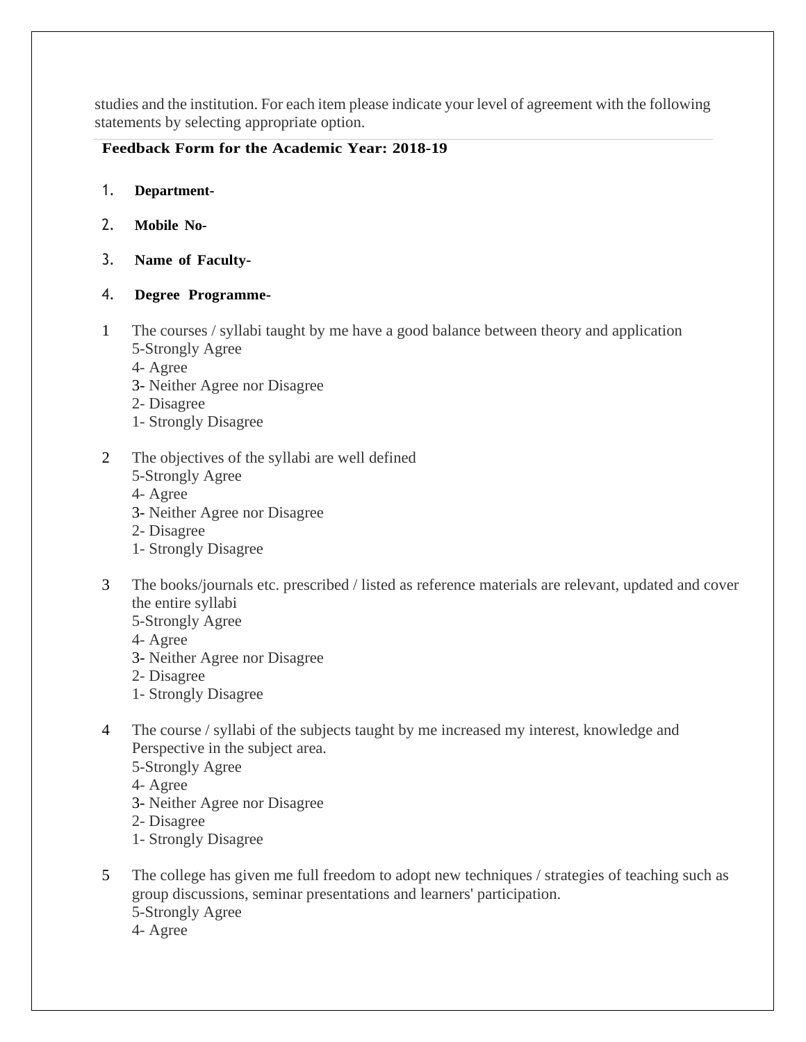studies and the institution. For each item please indicate your level of agreement with the following statements by selecting appropriate option.

**Feedback Form for the Academic Year: 2018-19**

1. **Department-**
2. **Mobile No-**
3. **Name of Faculty-**
4. **Degree Programme-**

1 The courses / syllabi taught by me have a good balance between theory and application
5-Strongly Agree
4- Agree
3- Neither Agree nor Disagree
2- Disagree
1- Strongly Disagree

2 The objectives of the syllabi are well defined
5-Strongly Agree
4- Agree
3- Neither Agree nor Disagree
2- Disagree
1- Strongly Disagree

3 The books/journals etc. prescribed / listed as reference materials are relevant, updated and cover the entire syllabi
5-Strongly Agree
4- Agree
3- Neither Agree nor Disagree
2- Disagree
1- Strongly Disagree

4 The course / syllabi of the subjects taught by me increased my interest, knowledge and Perspective in the subject area.
5-Strongly Agree
4- Agree
3- Neither Agree nor Disagree
2- Disagree
1- Strongly Disagree

5 The college has given me full freedom to adopt new techniques / strategies of teaching such as group discussions, seminar presentations and learners' participation.
5-Strongly Agree
4- Agree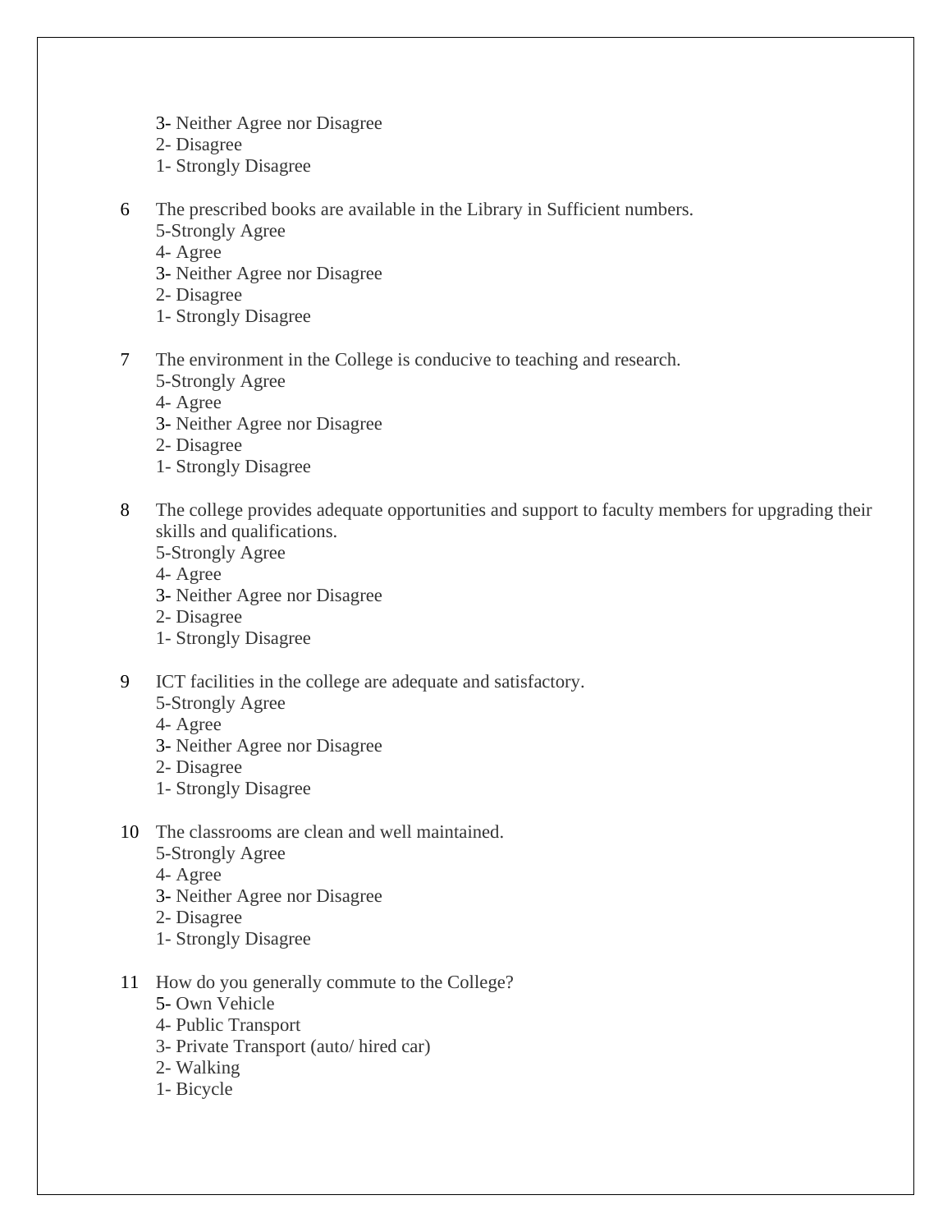3- Neither Agree nor Disagree
2- Disagree
1- Strongly Disagree

6 The prescribed books are available in the Library in Sufficient numbers.
5-Strongly Agree
4- Agree
3- Neither Agree nor Disagree
2- Disagree
1- Strongly Disagree

7 The environment in the College is conducive to teaching and research.
5-Strongly Agree
4- Agree
3- Neither Agree nor Disagree
2- Disagree
1- Strongly Disagree

8 The college provides adequate opportunities and support to faculty members for upgrading their skills and qualifications.
5-Strongly Agree
4- Agree
3- Neither Agree nor Disagree
2- Disagree
1- Strongly Disagree

9 ICT facilities in the college are adequate and satisfactory.
5-Strongly Agree
4- Agree
3- Neither Agree nor Disagree
2- Disagree
1- Strongly Disagree

10 The classrooms are clean and well maintained.
5-Strongly Agree
4- Agree
3- Neither Agree nor Disagree
2- Disagree
1- Strongly Disagree

11 How do you generally commute to the College?
5- Own Vehicle
4- Public Transport
3- Private Transport (auto/ hired car)
2- Walking
1- Bicycle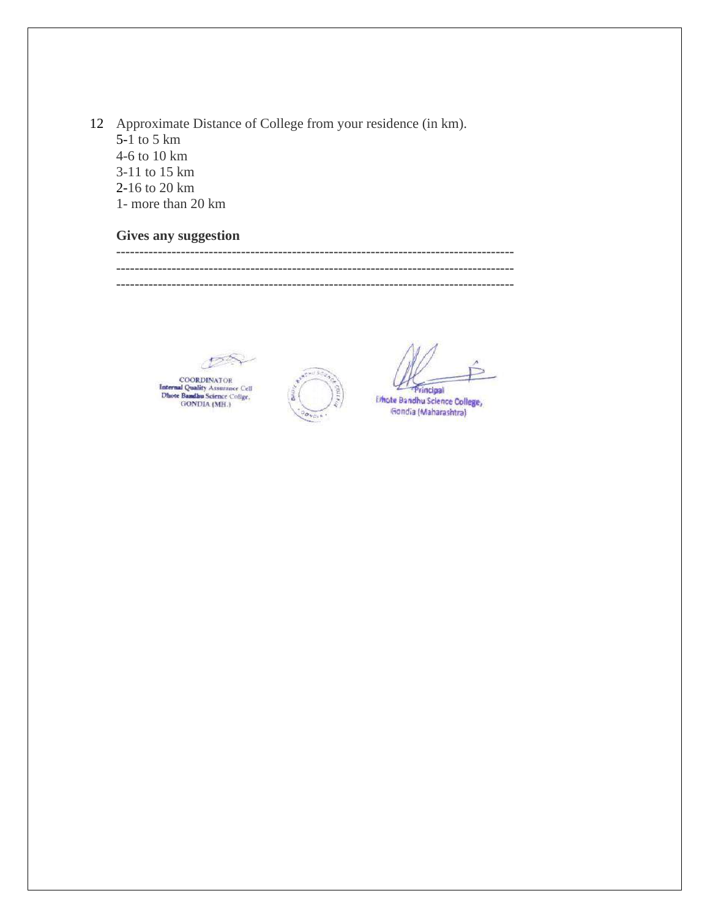12 Approximate Distance of College from your residence (in km).

5-1 to 5 km
4-6 to 10 km
3-11 to 15 km
2-16 to 20 km
1- more than 20 km

**Gives any suggestion**

-------------------------------------------------------------------------------------
-------------------------------------------------------------------------------------
-------------------------------------------------------------------------------------

COORDINATOR
Internal Quality Assurance Cell
Dhote Bandhu Science Collge,
GONDIA (MH.)

Principal
Dhote Bandhu Science College,
Gondia (Maharashtra)